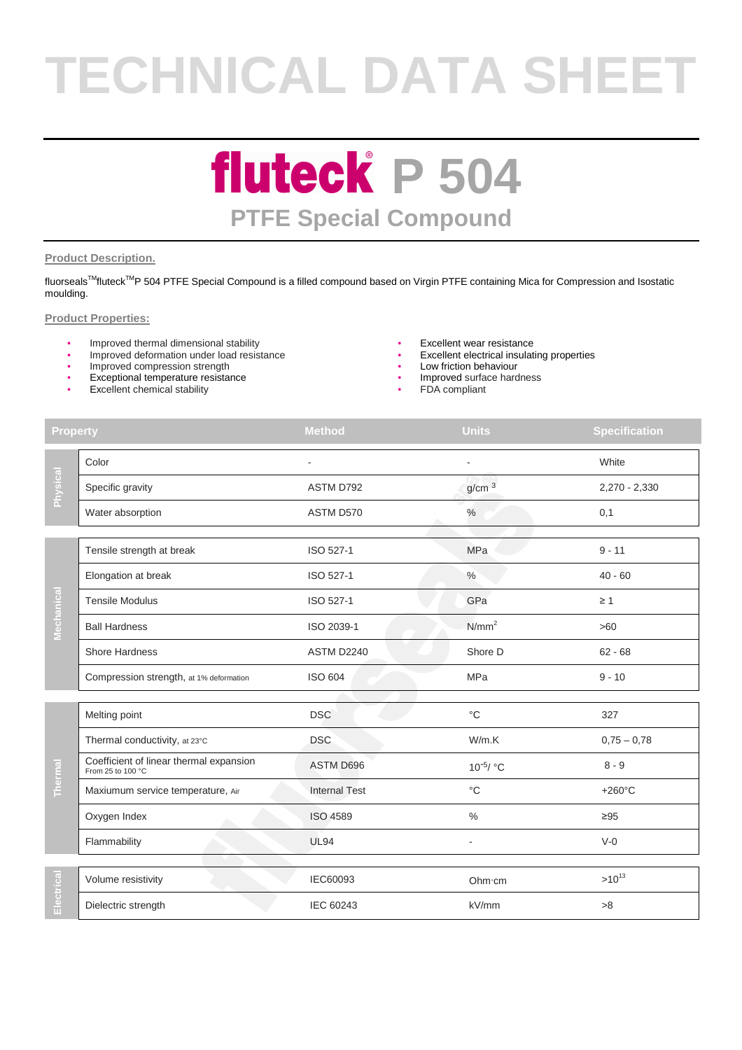# TECHNICAL DATA SHEET

# fluteck® P 504

## PTFE Special Compound

**Product Description.**

fluorseals™fluteck™P 504 PTFE Special Compound is a filled compound based on Virgin PTFE containing Mica for Compression and Isostatic moulding.

**Product Properties:**

- Improved thermal dimensional stability
- Improved deformation under load resistance
- Improved compression strength
- Exceptional temperature resistance
- Excellent chemical stability
- Excellent wear resistance
- Excellent electrical insulating properties
- Low friction behaviour
- Improved surface hardness
- FDA compliant

| | Property | Method | Units | Specification |
|---|---|---|---|---|
| Physical | Color | - | - | White |
| | Specific gravity | ASTM D792 | g/cm $^3$ | 2,270 - 2,330 |
| | Water absorption | ASTM D570 | % | 0,1 |
| Mechanical | Tensile strength at break | ISO 527-1 | MPa | 9 - 11 |
| | Elongation at break | ISO 527-1 | % | 40 - 60 |
| | Tensile Modulus | ISO 527-1 | GPa | ≥ 1 |
| | Ball Hardness | ISO 2039-1 | N/mm$^2$ | >60 |
| | Shore Hardness | ASTM D2240 | Shore D | 62 - 68 |
| | Compression strength, at 1% deformation | ISO 604 | MPa | 9 - 10 |
| Thermal | Melting point | DSC | °C | 327 |
| | Thermal conductivity, at 23°C | DSC | W/m.K | 0,75 – 0,78 |
| | Coefficient of linear thermal expansion From 25 to 100 °C | ASTM D696 | $10^{-5}$/ °C | 8 - 9 |
| | Maxiumum service temperature, Air | Internal Test | °C | +260°C |
| | Oxygen Index | ISO 4589 | % | ≥95 |
| | Flammability | UL94 | - | V-0 |
| Electrical | Volume resistivity | IEC60093 | Ohm·cm | $>10^{13}$ |
| | Dielectric strength | IEC 60243 | kV/mm | >8 |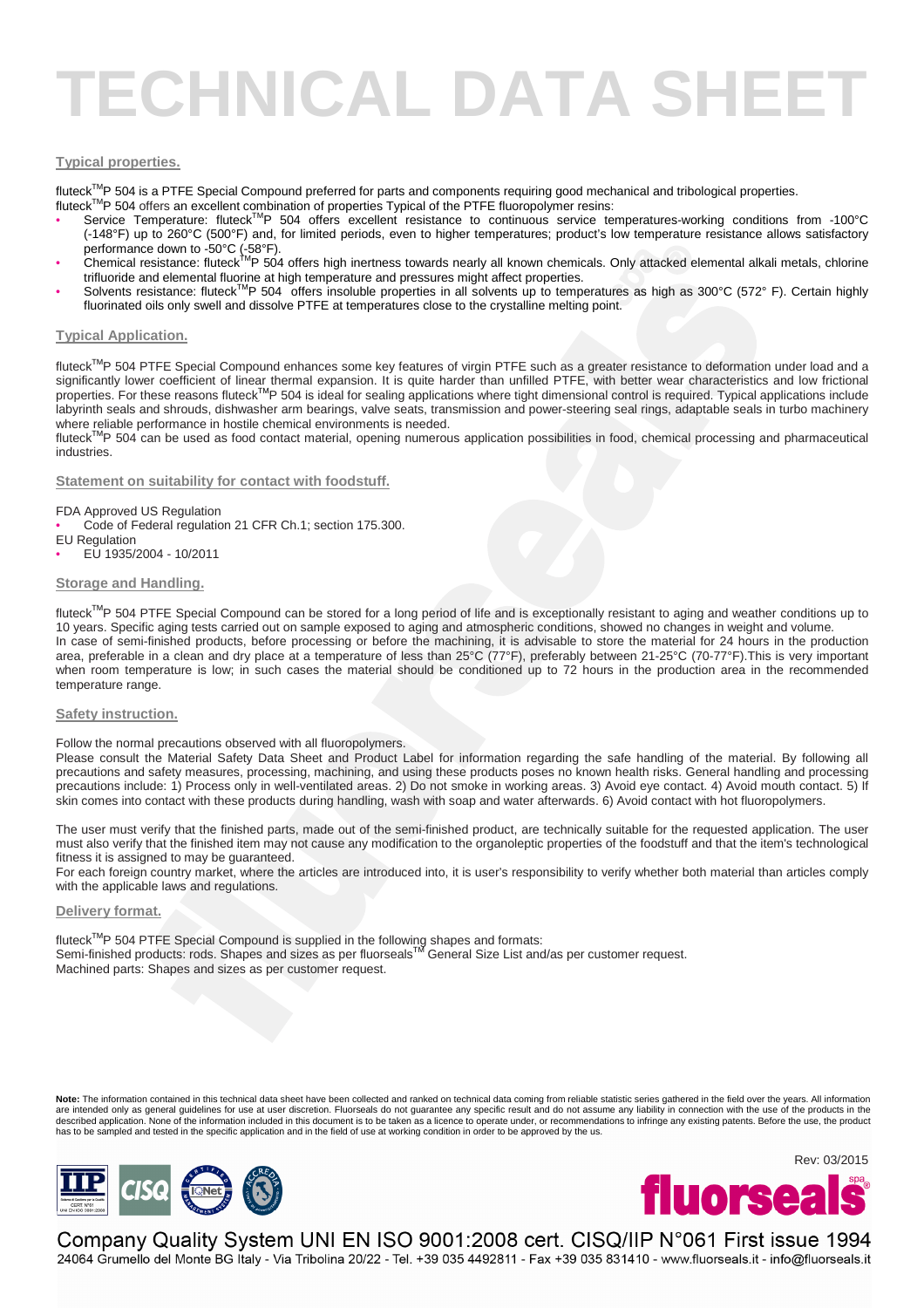# TECHNICAL DATA SHEET

## Typical properties.

fluteck[TM]P 504 is a PTFE Special Compound preferred for parts and components requiring good mechanical and tribological properties.
fluteck[TM]P 504 offers an excellent combination of properties Typical of the PTFE fluoropolymer resins:

- Service Temperature: fluteck[TM]P 504 offers excellent resistance to continuous service temperatures-working conditions from -100°C (-148°F) up to 260°C (500°F) and, for limited periods, even to higher temperatures; product's low temperature resistance allows satisfactory performance down to -50°C (-58°F).
- Chemical resistance: fluteck[TM]P 504 offers high inertness towards nearly all known chemicals. Only attacked elemental alkali metals, chlorine trifluoride and elemental fluorine at high temperature and pressures might affect properties.
- Solvents resistance: fluteck[TM]P 504 offers insoluble properties in all solvents up to temperatures as high as 300°C (572° F). Certain highly fluorinated oils only swell and dissolve PTFE at temperatures close to the crystalline melting point.

## Typical Application.

fluteck[TM]P 504 PTFE Special Compound enhances some key features of virgin PTFE such as a greater resistance to deformation under load and a significantly lower coefficient of linear thermal expansion. It is quite harder than unfilled PTFE, with better wear characteristics and low frictional properties. For these reasons fluteck[TM]P 504 is ideal for sealing applications where tight dimensional control is required. Typical applications include labyrinth seals and shrouds, dishwasher arm bearings, valve seats, transmission and power-steering seal rings, adaptable seals in turbo machinery where reliable performance in hostile chemical environments is needed.
fluteck[TM]P 504 can be used as food contact material, opening numerous application possibilities in food, chemical processing and pharmaceutical industries.

## Statement on suitability for contact with foodstuff.

FDA Approved US Regulation

- Code of Federal regulation 21 CFR Ch.1; section 175.300.

EU Regulation

- EU 1935/2004 - 10/2011

## Storage and Handling.

fluteck[TM]P 504 PTFE Special Compound can be stored for a long period of life and is exceptionally resistant to aging and weather conditions up to 10 years. Specific aging tests carried out on sample exposed to aging and atmospheric conditions, showed no changes in weight and volume.
In case of semi-finished products, before processing or before the machining, it is advisable to store the material for 24 hours in the production area, preferable in a clean and dry place at a temperature of less than 25°C (77°F), preferably between 21-25°C (70-77°F).This is very important when room temperature is low; in such cases the material should be conditioned up to 72 hours in the production area in the recommended temperature range.

## Safety instruction.

Follow the normal precautions observed with all fluoropolymers.
Please consult the Material Safety Data Sheet and Product Label for information regarding the safe handling of the material. By following all precautions and safety measures, processing, machining, and using these products poses no known health risks. General handling and processing precautions include: 1) Process only in well-ventilated areas. 2) Do not smoke in working areas. 3) Avoid eye contact. 4) Avoid mouth contact. 5) If skin comes into contact with these products during handling, wash with soap and water afterwards. 6) Avoid contact with hot fluoropolymers.

The user must verify that the finished parts, made out of the semi-finished product, are technically suitable for the requested application. The user must also verify that the finished item may not cause any modification to the organoleptic properties of the foodstuff and that the item's technological fitness it is assigned to may be guaranteed.
For each foreign country market, where the articles are introduced into, it is user's responsibility to verify whether both material than articles comply with the applicable laws and regulations.

## Delivery format.

fluteck[TM]P 504 PTFE Special Compound is supplied in the following shapes and formats:
Semi-finished products: rods. Shapes and sizes as per fluorseals[TM] General Size List and/as per customer request.
Machined parts: Shapes and sizes as per customer request.

**Note:** The information contained in this technical data sheet have been collected and ranked on technical data coming from reliable statistic series gathered in the field over the years. All information are intended only as general guidelines for use at user discretion. Fluorseals do not guarantee any specific result and do not assume any liability in connection with the use of the products in the described application. None of the information included in this document is to be taken as a licence to operate under, or recommendations to infringe any existing patents. Before the use, the product has to be sampled and tested in the specific application and in the field of use at working condition in order to be approved by the us.

Rev: 03/2015

fluorseals spa

Company Quality System UNI EN ISO 9001:2008 cert. CISQ/IIP N°061 First issue 1994
24064 Grumello del Monte BG Italy - Via Tribolina 20/22 - Tel. +39 035 4492811 - Fax +39 035 831410 - www.fluorseals.it - info@fluorseals.it